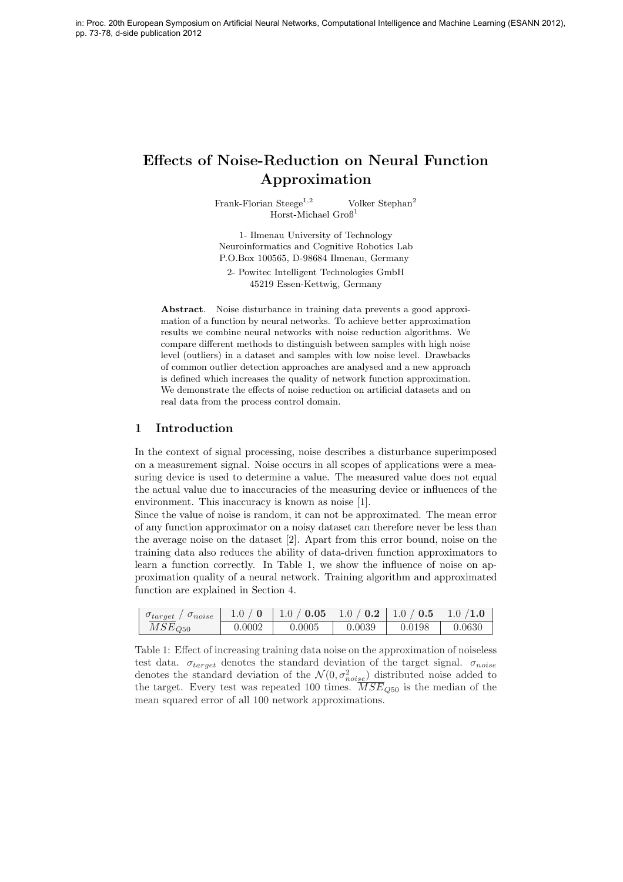in: Proc. 20th European Symposium on Artificial Neural Networks, Computational Intelligence and Machine Learning (ESANN 2012), pp. 73-78, d-side publication 2012

# Effects of Noise-Reduction on Neural Function Approximation

Frank-Florian Steege[1,2] Volker Stephan[2] Horst-Michael Groß[1]

1- Ilmenau University of Technology
Neuroinformatics and Cognitive Robotics Lab
P.O.Box 100565, D-98684 Ilmenau, Germany

2- Powitec Intelligent Technologies GmbH
45219 Essen-Kettwig, Germany

**Abstract**. Noise disturbance in training data prevents a good approximation of a function by neural networks. To achieve better approximation results we combine neural networks with noise reduction algorithms. We compare different methods to distinguish between samples with high noise level (outliers) in a dataset and samples with low noise level. Drawbacks of common outlier detection approaches are analysed and a new approach is defined which increases the quality of network function approximation. We demonstrate the effects of noise reduction on artificial datasets and on real data from the process control domain.

## 1 Introduction

In the context of signal processing, noise describes a disturbance superimposed on a measurement signal. Noise occurs in all scopes of applications were a measuring device is used to determine a value. The measured value does not equal the actual value due to inaccuracies of the measuring device or influences of the environment. This inaccuracy is known as noise [1].
Since the value of noise is random, it can not be approximated. The mean error of any function approximator on a noisy dataset can therefore never be less than the average noise on the dataset [2]. Apart from this error bound, noise on the training data also reduces the ability of data-driven function approximators to learn a function correctly. In Table 1, we show the influence of noise on approximation quality of a neural network. Training algorithm and approximated function are explained in Section 4.

| $\sigma_{target}$ / $\sigma_{noise}$ | 1.0 / **0** | 1.0 / **0.05** | 1.0 / **0.2** | 1.0 / **0.5** | 1.0 /**1.0** |
|---|---|---|---|---|---|
| $\overline{MSE}_{Q50}$ | 0.0002 | 0.0005 | 0.0039 | 0.0198 | 0.0630 |

Table 1: Effect of increasing training data noise on the approximation of noiseless test data. $\sigma_{target}$ denotes the standard deviation of the target signal. $\sigma_{noise}$ denotes the standard deviation of the $\mathcal{N}(0, \sigma^2_{noise})$ distributed noise added to the target. Every test was repeated 100 times. $\overline{MSE}_{Q50}$ is the median of the mean squared error of all 100 network approximations.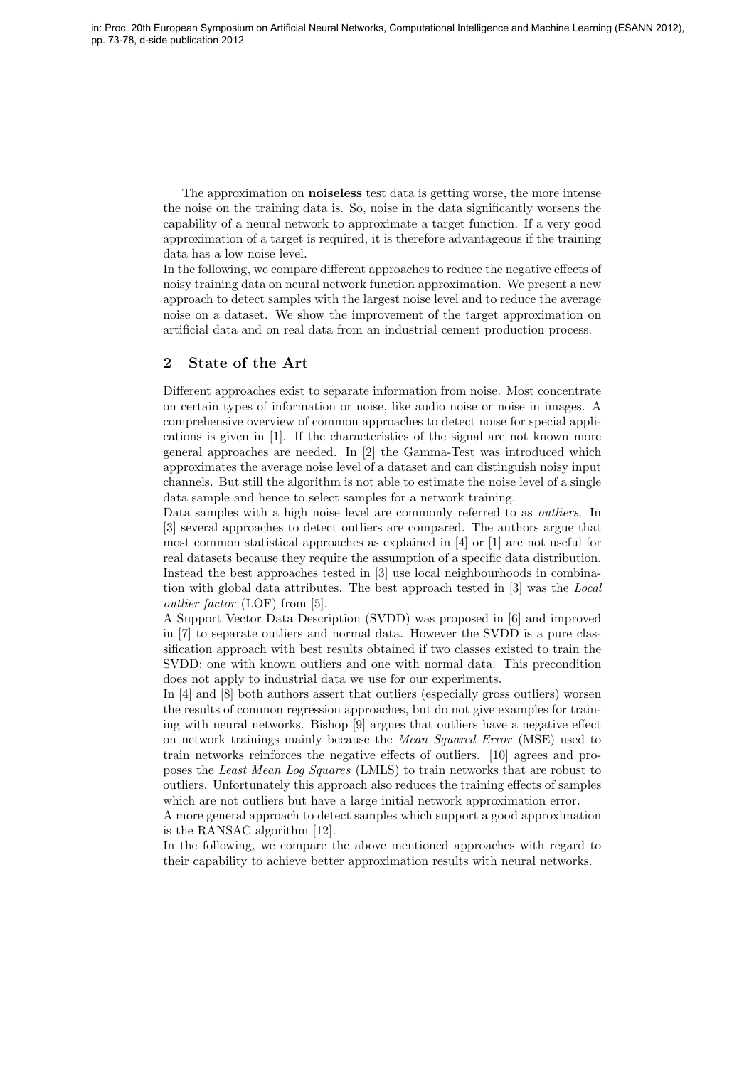The approximation on **noiseless** test data is getting worse, the more intense the noise on the training data is. So, noise in the data significantly worsens the capability of a neural network to approximate a target function. If a very good approximation of a target is required, it is therefore advantageous if the training data has a low noise level.

In the following, we compare different approaches to reduce the negative effects of noisy training data on neural network function approximation. We present a new approach to detect samples with the largest noise level and to reduce the average noise on a dataset. We show the improvement of the target approximation on artificial data and on real data from an industrial cement production process.

## 2 State of the Art

Different approaches exist to separate information from noise. Most concentrate on certain types of information or noise, like audio noise or noise in images. A comprehensive overview of common approaches to detect noise for special applications is given in [1]. If the characteristics of the signal are not known more general approaches are needed. In [2] the Gamma-Test was introduced which approximates the average noise level of a dataset and can distinguish noisy input channels. But still the algorithm is not able to estimate the noise level of a single data sample and hence to select samples for a network training.

Data samples with a high noise level are commonly referred to as *outliers*. In [3] several approaches to detect outliers are compared. The authors argue that most common statistical approaches as explained in [4] or [1] are not useful for real datasets because they require the assumption of a specific data distribution. Instead the best approaches tested in [3] use local neighbourhoods in combination with global data attributes. The best approach tested in [3] was the *Local outlier factor* (LOF) from [5].

A Support Vector Data Description (SVDD) was proposed in [6] and improved in [7] to separate outliers and normal data. However the SVDD is a pure classification approach with best results obtained if two classes existed to train the SVDD: one with known outliers and one with normal data. This precondition does not apply to industrial data we use for our experiments.

In [4] and [8] both authors assert that outliers (especially gross outliers) worsen the results of common regression approaches, but do not give examples for training with neural networks. Bishop [9] argues that outliers have a negative effect on network trainings mainly because the *Mean Squared Error* (MSE) used to train networks reinforces the negative effects of outliers. [10] agrees and proposes the *Least Mean Log Squares* (LMLS) to train networks that are robust to outliers. Unfortunately this approach also reduces the training effects of samples which are not outliers but have a large initial network approximation error.

A more general approach to detect samples which support a good approximation is the RANSAC algorithm [12].

In the following, we compare the above mentioned approaches with regard to their capability to achieve better approximation results with neural networks.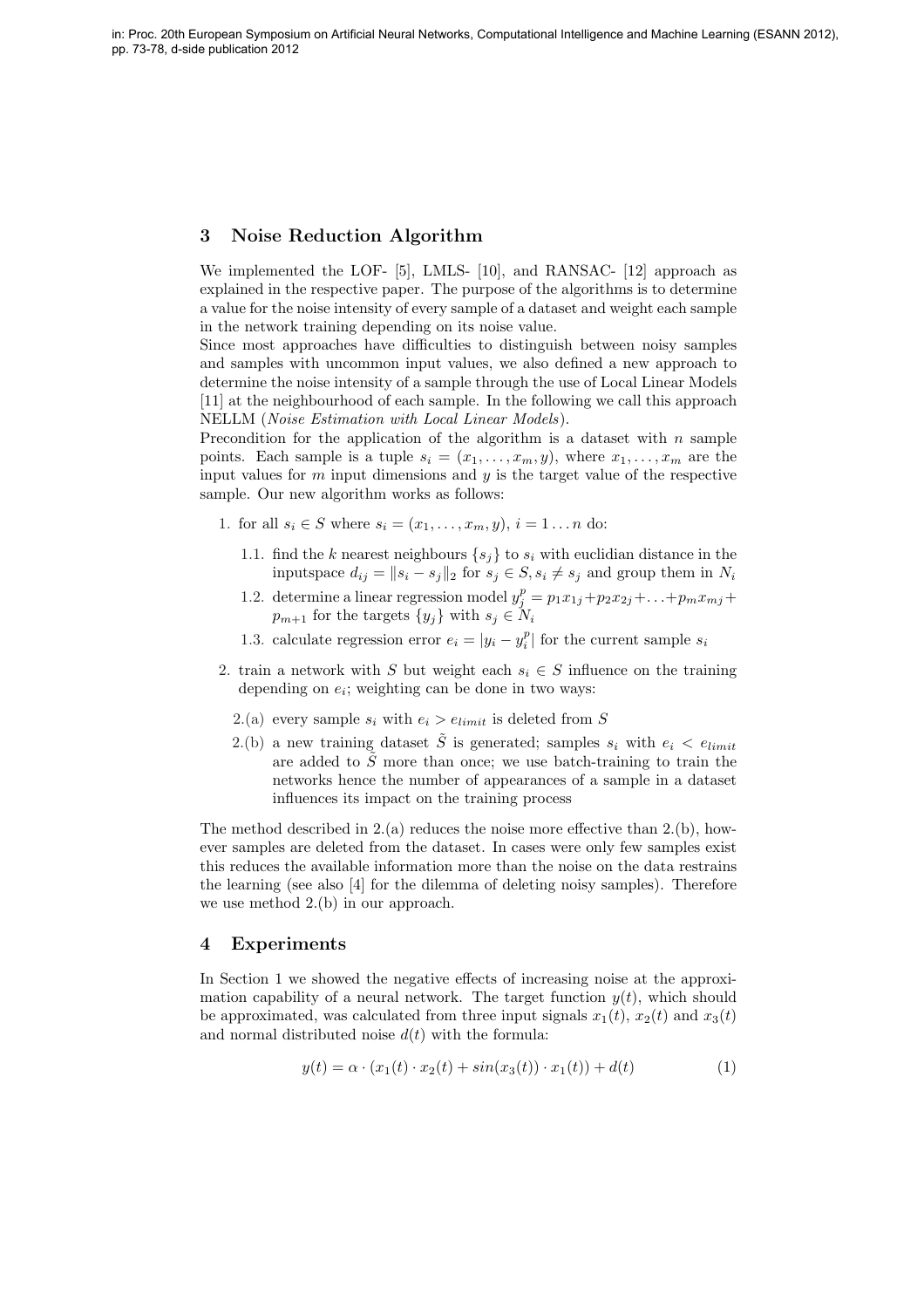## 3 Noise Reduction Algorithm

We implemented the LOF- [5], LMLS- [10], and RANSAC- [12] approach as explained in the respective paper. The purpose of the algorithms is to determine a value for the noise intensity of every sample of a dataset and weight each sample in the network training depending on its noise value.

Since most approaches have difficulties to distinguish between noisy samples and samples with uncommon input values, we also defined a new approach to determine the noise intensity of a sample through the use of Local Linear Models [11] at the neighbourhood of each sample. In the following we call this approach NELLM (*Noise Estimation with Local Linear Models*).

Precondition for the application of the algorithm is a dataset with $n$ sample points. Each sample is a tuple $s_i = (x_1, \ldots, x_m, y)$, where $x_1, \ldots, x_m$ are the input values for $m$ input dimensions and $y$ is the target value of the respective sample. Our new algorithm works as follows:

1. for all $s_i \in S$ where $s_i = (x_1, \ldots, x_m, y)$, $i = 1 \ldots n$ do:
   - 1.1. find the $k$ nearest neighbours $\{s_j\}$ to $s_i$ with euclidian distance in the inputspace $d_{ij} = \|s_i - s_j\|_2$ for $s_j \in S, s_i \neq s_j$ and group them in $N_i$
   - 1.2. determine a linear regression model $y_j^p = p_1 x_{1j} + p_2 x_{2j} + \ldots + p_m x_{mj} + p_{m+1}$ for the targets $\{y_j\}$ with $s_j \in N_i$
   - 1.3. calculate regression error $e_i = |y_i - y_i^p|$ for the current sample $s_i$
2. train a network with $S$ but weight each $s_i \in S$ influence on the training depending on $e_i$; weighting can be done in two ways:
   - 2.(a) every sample $s_i$ with $e_i > e_{limit}$ is deleted from $S$
   - 2.(b) a new training dataset $\tilde{S}$ is generated; samples $s_i$ with $e_i < e_{limit}$ are added to $\tilde{S}$ more than once; we use batch-training to train the networks hence the number of appearances of a sample in a dataset influences its impact on the training process

The method described in 2.(a) reduces the noise more effective than 2.(b), however samples are deleted from the dataset. In cases were only few samples exist this reduces the available information more than the noise on the data restrains the learning (see also [4] for the dilemma of deleting noisy samples). Therefore we use method 2.(b) in our approach.

## 4 Experiments

In Section 1 we showed the negative effects of increasing noise at the approximation capability of a neural network. The target function $y(t)$, which should be approximated, was calculated from three input signals $x_1(t)$, $x_2(t)$ and $x_3(t)$ and normal distributed noise $d(t)$ with the formula:

$$y(t) = \alpha \cdot (x_1(t) \cdot x_2(t) + sin(x_3(t)) \cdot x_1(t)) + d(t) \tag{1}$$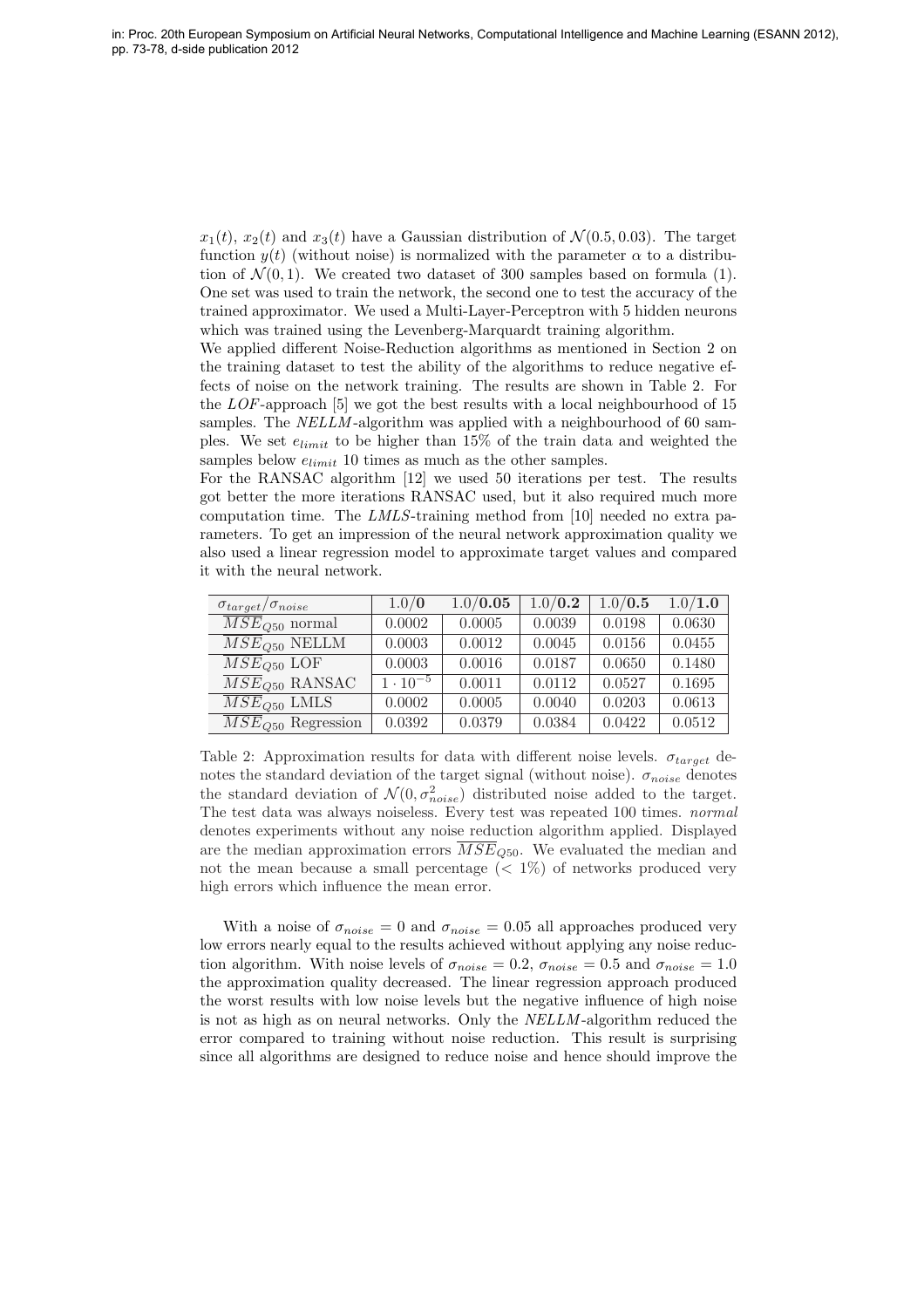$x_1(t)$, $x_2(t)$ and $x_3(t)$ have a Gaussian distribution of $\mathcal{N}(0.5, 0.03)$. The target function $y(t)$ (without noise) is normalized with the parameter $\alpha$ to a distribution of $\mathcal{N}(0, 1)$. We created two dataset of 300 samples based on formula (1). One set was used to train the network, the second one to test the accuracy of the trained approximator. We used a Multi-Layer-Perceptron with 5 hidden neurons which was trained using the Levenberg-Marquardt training algorithm.

We applied different Noise-Reduction algorithms as mentioned in Section 2 on the training dataset to test the ability of the algorithms to reduce negative effects of noise on the network training. The results are shown in Table 2. For the *LOF*-approach [5] we got the best results with a local neighbourhood of 15 samples. The *NELLM*-algorithm was applied with a neighbourhood of 60 samples. We set $e_{limit}$ to be higher than 15% of the train data and weighted the samples below $e_{limit}$ 10 times as much as the other samples.

For the RANSAC algorithm [12] we used 50 iterations per test. The results got better the more iterations RANSAC used, but it also required much more computation time. The *LMLS*-training method from [10] needed no extra parameters. To get an impression of the neural network approximation quality we also used a linear regression model to approximate target values and compared it with the neural network.

| $\sigma_{target}/\sigma_{noise}$ | $1.0/\mathbf{0}$ | $1.0/\mathbf{0.05}$ | $1.0/\mathbf{0.2}$ | $1.0/\mathbf{0.5}$ | $1.0/\mathbf{1.0}$ |
|---|---|---|---|---|---|
| $\overline{MSE}_{Q50}$ normal | 0.0002 | 0.0005 | 0.0039 | 0.0198 | 0.0630 |
| $\overline{MSE}_{Q50}$ NELLM | 0.0003 | 0.0012 | 0.0045 | 0.0156 | 0.0455 |
| $\overline{MSE}_{Q50}$ LOF | 0.0003 | 0.0016 | 0.0187 | 0.0650 | 0.1480 |
| $\overline{MSE}_{Q50}$ RANSAC | $1 \cdot 10^{-5}$ | 0.0011 | 0.0112 | 0.0527 | 0.1695 |
| $\overline{MSE}_{Q50}$ LMLS | 0.0002 | 0.0005 | 0.0040 | 0.0203 | 0.0613 |
| $\overline{MSE}_{Q50}$ Regression | 0.0392 | 0.0379 | 0.0384 | 0.0422 | 0.0512 |

Table 2: Approximation results for data with different noise levels. $\sigma_{target}$ denotes the standard deviation of the target signal (without noise). $\sigma_{noise}$ denotes the standard deviation of $\mathcal{N}(0, \sigma_{noise}^2)$ distributed noise added to the target. The test data was always noiseless. Every test was repeated 100 times. *normal* denotes experiments without any noise reduction algorithm applied. Displayed are the median approximation errors $\overline{MSE}_{Q50}$. We evaluated the median and not the mean because a small percentage ($< 1\%$) of networks produced very high errors which influence the mean error.

With a noise of $\sigma_{noise} = 0$ and $\sigma_{noise} = 0.05$ all approaches produced very low errors nearly equal to the results achieved without applying any noise reduction algorithm. With noise levels of $\sigma_{noise} = 0.2$, $\sigma_{noise} = 0.5$ and $\sigma_{noise} = 1.0$ the approximation quality decreased. The linear regression approach produced the worst results with low noise levels but the negative influence of high noise is not as high as on neural networks. Only the *NELLM*-algorithm reduced the error compared to training without noise reduction. This result is surprising since all algorithms are designed to reduce noise and hence should improve the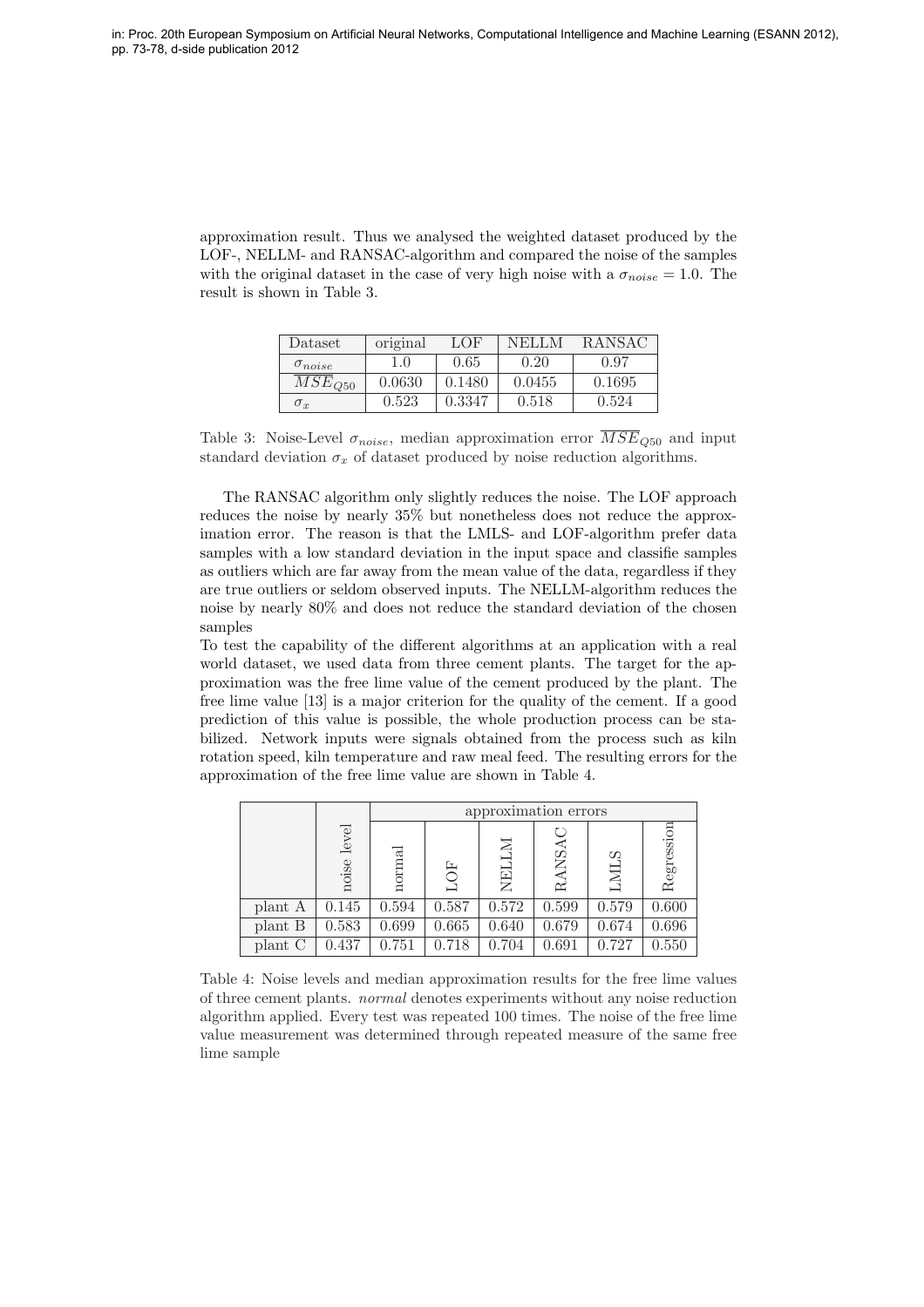approximation result. Thus we analysed the weighted dataset produced by the LOF-, NELLM- and RANSAC-algorithm and compared the noise of the samples with the original dataset in the case of very high noise with a $\sigma_{noise} = 1.0$. The result is shown in Table 3.

| Dataset | original | LOF | NELLM | RANSAC |
|---|---|---|---|---|
| $\sigma_{noise}$ | 1.0 | 0.65 | 0.20 | 0.97 |
| $\overline{MSE}_{Q50}$ | 0.0630 | 0.1480 | 0.0455 | 0.1695 |
| $\sigma_x$ | 0.523 | 0.3347 | 0.518 | 0.524 |

Table 3: Noise-Level $\sigma_{noise}$, median approximation error $\overline{MSE}_{Q50}$ and input standard deviation $\sigma_x$ of dataset produced by noise reduction algorithms.

The RANSAC algorithm only slightly reduces the noise. The LOF approach reduces the noise by nearly 35% but nonetheless does not reduce the approximation error. The reason is that the LMLS- and LOF-algorithm prefer data samples with a low standard deviation in the input space and classifie samples as outliers which are far away from the mean value of the data, regardless if they are true outliers or seldom observed inputs. The NELLM-algorithm reduces the noise by nearly 80% and does not reduce the standard deviation of the chosen samples

To test the capability of the different algorithms at an application with a real world dataset, we used data from three cement plants. The target for the approximation was the free lime value of the cement produced by the plant. The free lime value [13] is a major criterion for the quality of the cement. If a good prediction of this value is possible, the whole production process can be stabilized. Network inputs were signals obtained from the process such as kiln rotation speed, kiln temperature and raw meal feed. The resulting errors for the approximation of the free lime value are shown in Table 4.

| | | approximation errors | | | | | |
|---|---|---|---|---|---|---|---|
| | noise level | normal | LOF | NELLM | RANSAC | LMLS | Regression |
| plant A | 0.145 | 0.594 | 0.587 | 0.572 | 0.599 | 0.579 | 0.600 |
| plant B | 0.583 | 0.699 | 0.665 | 0.640 | 0.679 | 0.674 | 0.696 |
| plant C | 0.437 | 0.751 | 0.718 | 0.704 | 0.691 | 0.727 | 0.550 |

Table 4: Noise levels and median approximation results for the free lime values of three cement plants. *normal* denotes experiments without any noise reduction algorithm applied. Every test was repeated 100 times. The noise of the free lime value measurement was determined through repeated measure of the same free lime sample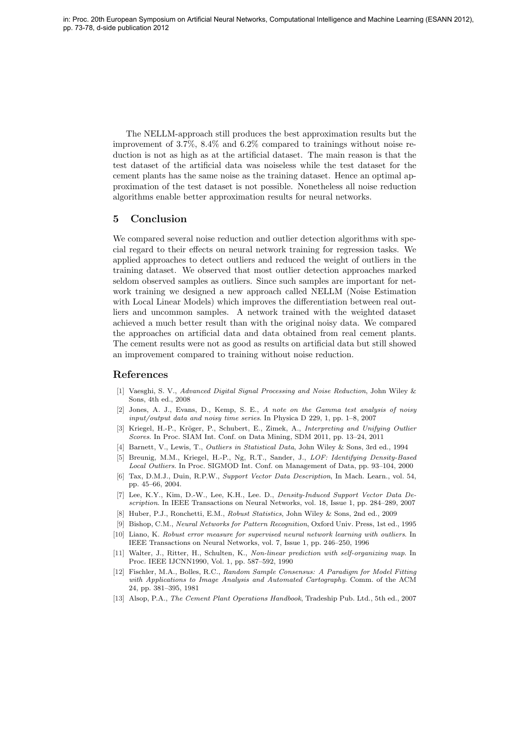The NELLM-approach still produces the best approximation results but the improvement of 3.7%, 8.4% and 6.2% compared to trainings without noise reduction is not as high as at the artificial dataset. The main reason is that the test dataset of the artificial data was noiseless while the test dataset for the cement plants has the same noise as the training dataset. Hence an optimal approximation of the test dataset is not possible. Nonetheless all noise reduction algorithms enable better approximation results for neural networks.

## 5 Conclusion

We compared several noise reduction and outlier detection algorithms with special regard to their effects on neural network training for regression tasks. We applied approaches to detect outliers and reduced the weight of outliers in the training dataset. We observed that most outlier detection approaches marked seldom observed samples as outliers. Since such samples are important for network training we designed a new approach called NELLM (Noise Estimation with Local Linear Models) which improves the differentiation between real outliers and uncommon samples. A network trained with the weighted dataset achieved a much better result than with the original noisy data. We compared the approaches on artificial data and data obtained from real cement plants. The cement results were not as good as results on artificial data but still showed an improvement compared to training without noise reduction.

## References

[1] Vaesghi, S. V., *Advanced Digital Signal Processing and Noise Reduction*, John Wiley & Sons, 4th ed., 2008

[2] Jones, A. J., Evans, D., Kemp, S. E., *A note on the Gamma test analysis of noisy input/output data and noisy time series*. In Physica D 229, 1, pp. 1–8, 2007

[3] Kriegel, H.-P., Kröger, P., Schubert, E., Zimek, A., *Interpreting and Unifying Outlier Scores*. In Proc. SIAM Int. Conf. on Data Mining, SDM 2011, pp. 13–24, 2011

[4] Barnett, V., Lewis, T., *Outliers in Statistical Data*, John Wiley & Sons, 3rd ed., 1994

[5] Breunig, M.M., Kriegel, H.-P., Ng, R.T., Sander, J., *LOF: Identifying Density-Based Local Outliers*. In Proc. SIGMOD Int. Conf. on Management of Data, pp. 93–104, 2000

[6] Tax, D.M.J., Duin, R.P.W., *Support Vector Data Description*, In Mach. Learn., vol. 54, pp. 45–66, 2004.

[7] Lee, K.Y., Kim, D.-W., Lee, K.H., Lee. D., *Density-Induced Support Vector Data Description*. In IEEE Transactions on Neural Networks, vol. 18, Issue 1, pp. 284–289, 2007

[8] Huber, P.J., Ronchetti, E.M., *Robust Statistics*, John Wiley & Sons, 2nd ed., 2009

[9] Bishop, C.M., *Neural Networks for Pattern Recognition*, Oxford Univ. Press, 1st ed., 1995

[10] Liano, K. *Robust error measure for supervised neural network learning with outliers*. In IEEE Transactions on Neural Networks, vol. 7, Issue 1, pp. 246–250, 1996

[11] Walter, J., Ritter, H., Schulten, K., *Non-linear prediction with self-organizing map*. In Proc. IEEE IJCNN1990, Vol. 1, pp. 587–592, 1990

[12] Fischler, M.A., Bolles, R.C., *Random Sample Consensus: A Paradigm for Model Fitting with Applications to Image Analysis and Automated Cartography*. Comm. of the ACM 24, pp. 381–395, 1981

[13] Alsop, P.A., *The Cement Plant Operations Handbook*, Tradeship Pub. Ltd., 5th ed., 2007